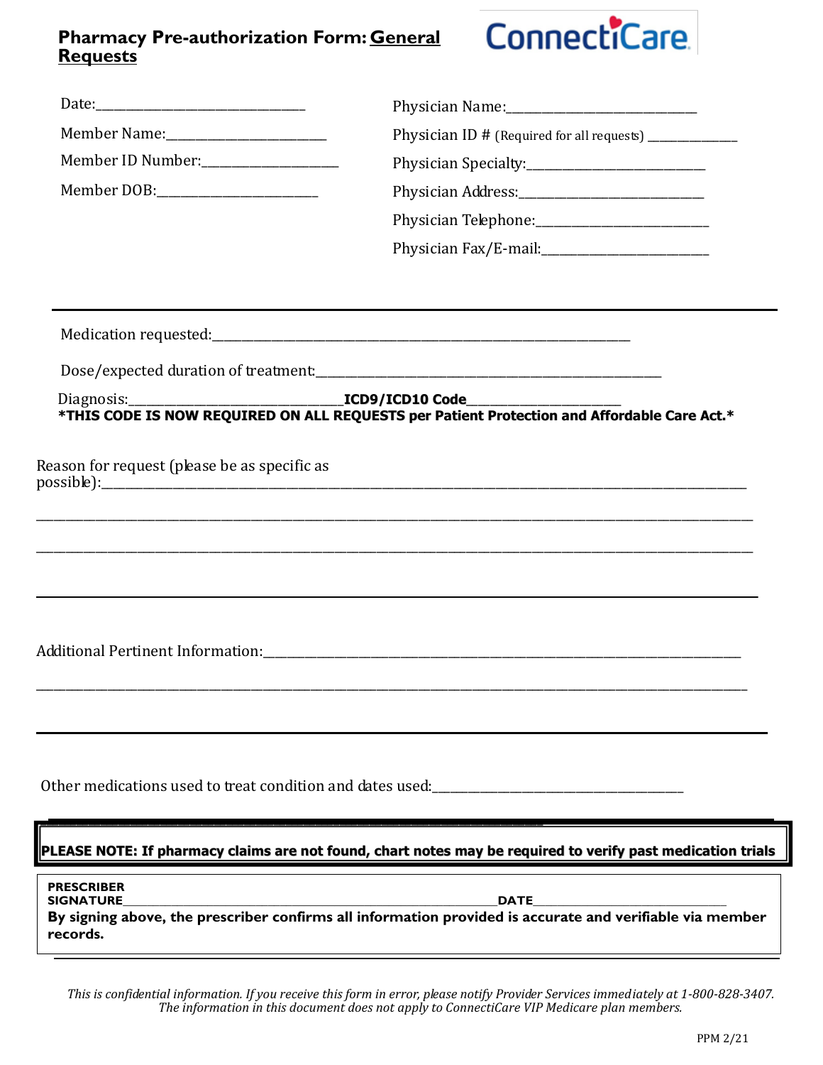# Pharmacy Pre-authorization Form: General Requests

ConnectiCare

Date:_______________________________

Member Name:________________________

Member ID Number:____________________

Member DOB:_________________________

Physician Name:____________________________

Physician ID # (Required for all requests) _____________

Physician Specialty:___________________________

Physician Address:____________________________

Physician Telephone:__________________________

Physician Fax/E-mail:_________________________

---

Medication requested:_____________________________________________________________________

Dose/expected duration of treatment:_____________________________________________________

Diagnosis:________________________________ **ICD9/ICD10 Code**______________________

***THIS CODE IS NOW REQUIRED ON ALL REQUESTS per Patient Protection and Affordable Care Act.***

Reason for request (please be as specific as possible):_________________________________________________________________________________

_____________________________________________________________________________________________________________

_____________________________________________________________________________________________________________

Additional Pertinent Information:___________________________________________________________________________

_____________________________________________________________________________________________________________

Other medications used to treat condition and dates used:_______________________________________

**PLEASE NOTE: If pharmacy claims are not found, chart notes may be required to verify past medication trials**

**PRESCRIBER SIGNATURE**_____________________________________________________________ **DATE**___________________________

**By signing above, the prescriber confirms all information provided is accurate and verifiable via member records.**

*This is confidential information. If you receive this form in error, please notify Provider Services immediately at 1-800-828-3407. The information in this document does not apply to ConnectiCare VIP Medicare plan members.*

PPM 2/21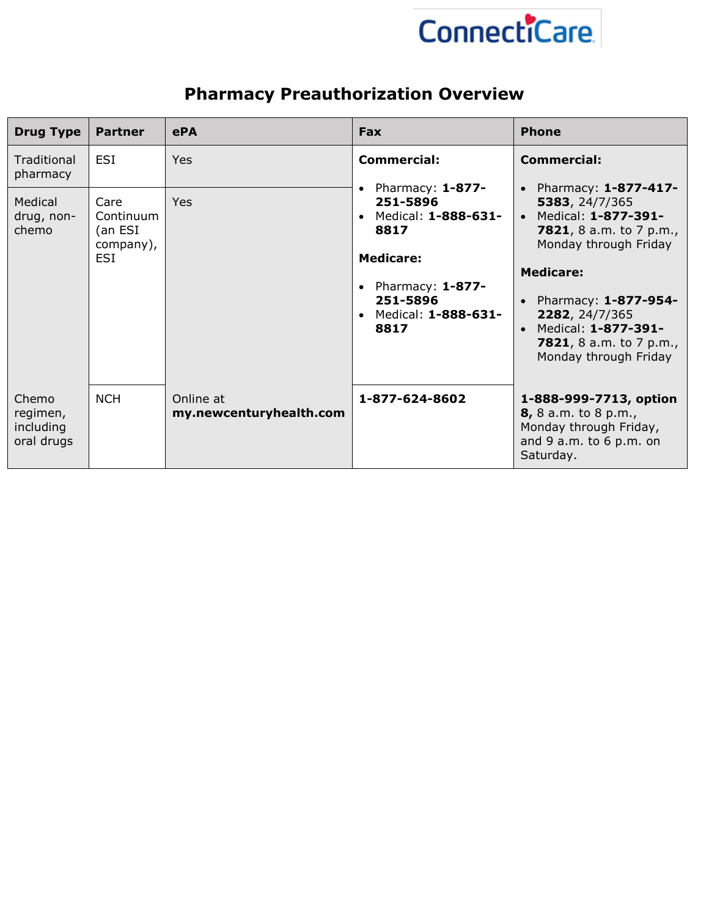# Pharmacy Preauthorization Overview

| Drug Type | Partner | ePA | Fax | Phone |
|---|---|---|---|---|
| Traditional pharmacy | ESI | Yes | **Commercial:**<br>• Pharmacy: **1-877-251-5896**<br>• Medical: **1-888-631-8817**<br><br>**Medicare:**<br>• Pharmacy: **1-877-251-5896**<br>• Medical: **1-888-631-8817** | **Commercial:**<br>• Pharmacy: **1-877-417-5383**, 24/7/365<br>• Medical: **1-877-391-7821**, 8 a.m. to 7 p.m., Monday through Friday<br><br>**Medicare:**<br>• Pharmacy: **1-877-954-2282**, 24/7/365<br>• Medical: **1-877-391-7821**, 8 a.m. to 7 p.m., Monday through Friday |
| Medical drug, non-chemo | Care Continuum (an ESI company), ESI | Yes | | |
| Chemo regimen, including oral drugs | NCH | Online at **my.newcenturyhealth.com** | **1-877-624-8602** | **1-888-999-7713, option 8,** 8 a.m. to 8 p.m., Monday through Friday, and 9 a.m. to 6 p.m. on Saturday. |